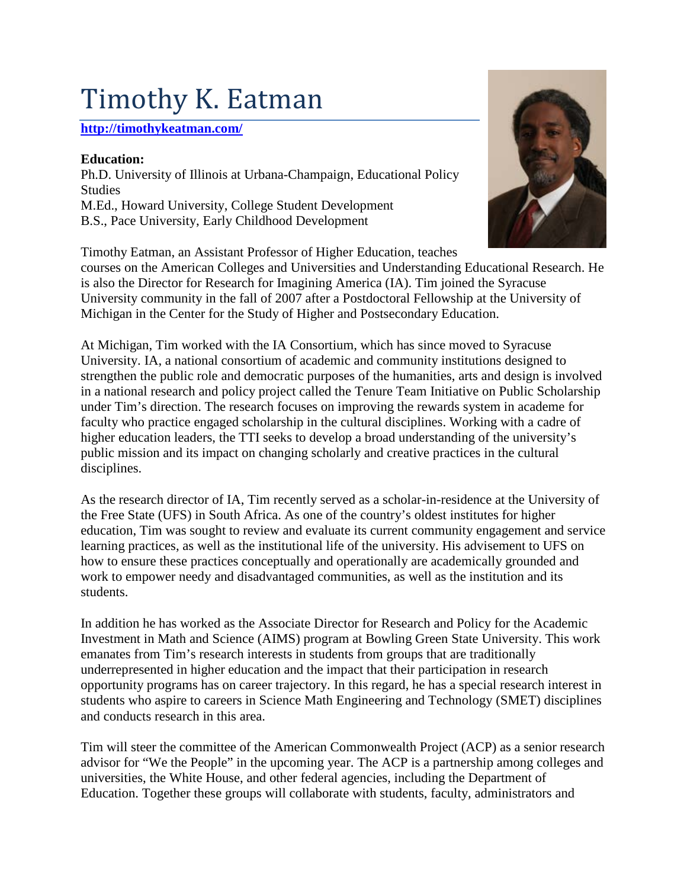# Timothy K. Eatman

**http://timothykeatman.com/**

**Education:**
Ph.D. University of Illinois at Urbana-Champaign, Educational Policy Studies
M.Ed., Howard University, College Student Development
B.S., Pace University, Early Childhood Development

Timothy Eatman, an Assistant Professor of Higher Education, teaches courses on the American Colleges and Universities and Understanding Educational Research. He is also the Director for Research for Imagining America (IA). Tim joined the Syracuse University community in the fall of 2007 after a Postdoctoral Fellowship at the University of Michigan in the Center for the Study of Higher and Postsecondary Education.

At Michigan, Tim worked with the IA Consortium, which has since moved to Syracuse University. IA, a national consortium of academic and community institutions designed to strengthen the public role and democratic purposes of the humanities, arts and design is involved in a national research and policy project called the Tenure Team Initiative on Public Scholarship under Tim's direction. The research focuses on improving the rewards system in academe for faculty who practice engaged scholarship in the cultural disciplines. Working with a cadre of higher education leaders, the TTI seeks to develop a broad understanding of the university's public mission and its impact on changing scholarly and creative practices in the cultural disciplines.

As the research director of IA, Tim recently served as a scholar-in-residence at the University of the Free State (UFS) in South Africa. As one of the country's oldest institutes for higher education, Tim was sought to review and evaluate its current community engagement and service learning practices, as well as the institutional life of the university. His advisement to UFS on how to ensure these practices conceptually and operationally are academically grounded and work to empower needy and disadvantaged communities, as well as the institution and its students.

In addition he has worked as the Associate Director for Research and Policy for the Academic Investment in Math and Science (AIMS) program at Bowling Green State University. This work emanates from Tim's research interests in students from groups that are traditionally underrepresented in higher education and the impact that their participation in research opportunity programs has on career trajectory. In this regard, he has a special research interest in students who aspire to careers in Science Math Engineering and Technology (SMET) disciplines and conducts research in this area.

Tim will steer the committee of the American Commonwealth Project (ACP) as a senior research advisor for "We the People" in the upcoming year. The ACP is a partnership among colleges and universities, the White House, and other federal agencies, including the Department of Education. Together these groups will collaborate with students, faculty, administrators and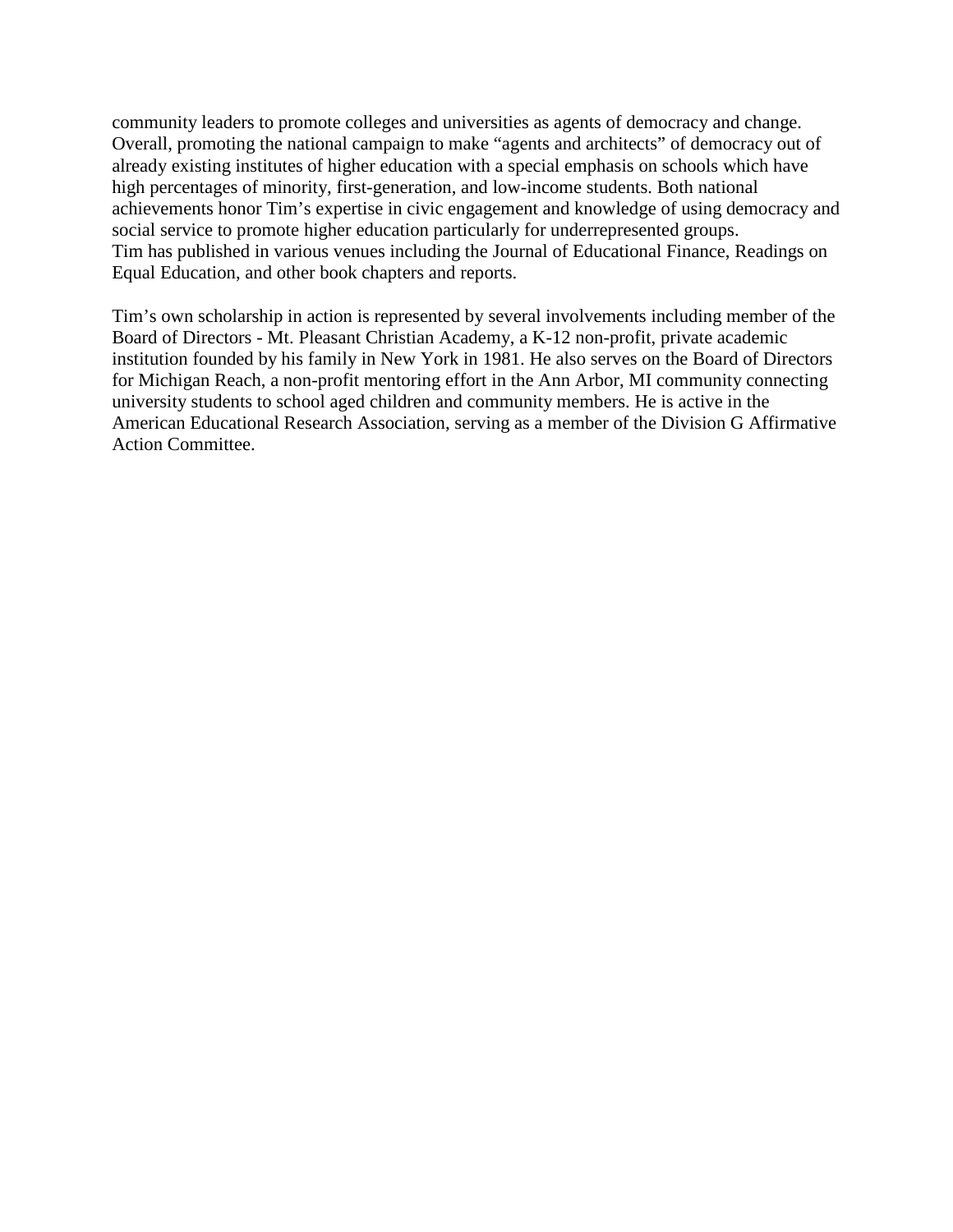community leaders to promote colleges and universities as agents of democracy and change. Overall, promoting the national campaign to make "agents and architects" of democracy out of already existing institutes of higher education with a special emphasis on schools which have high percentages of minority, first-generation, and low-income students. Both national achievements honor Tim's expertise in civic engagement and knowledge of using democracy and social service to promote higher education particularly for underrepresented groups.
Tim has published in various venues including the Journal of Educational Finance, Readings on Equal Education, and other book chapters and reports.

Tim's own scholarship in action is represented by several involvements including member of the Board of Directors - Mt. Pleasant Christian Academy, a K-12 non-profit, private academic institution founded by his family in New York in 1981. He also serves on the Board of Directors for Michigan Reach, a non-profit mentoring effort in the Ann Arbor, MI community connecting university students to school aged children and community members. He is active in the American Educational Research Association, serving as a member of the Division G Affirmative Action Committee.